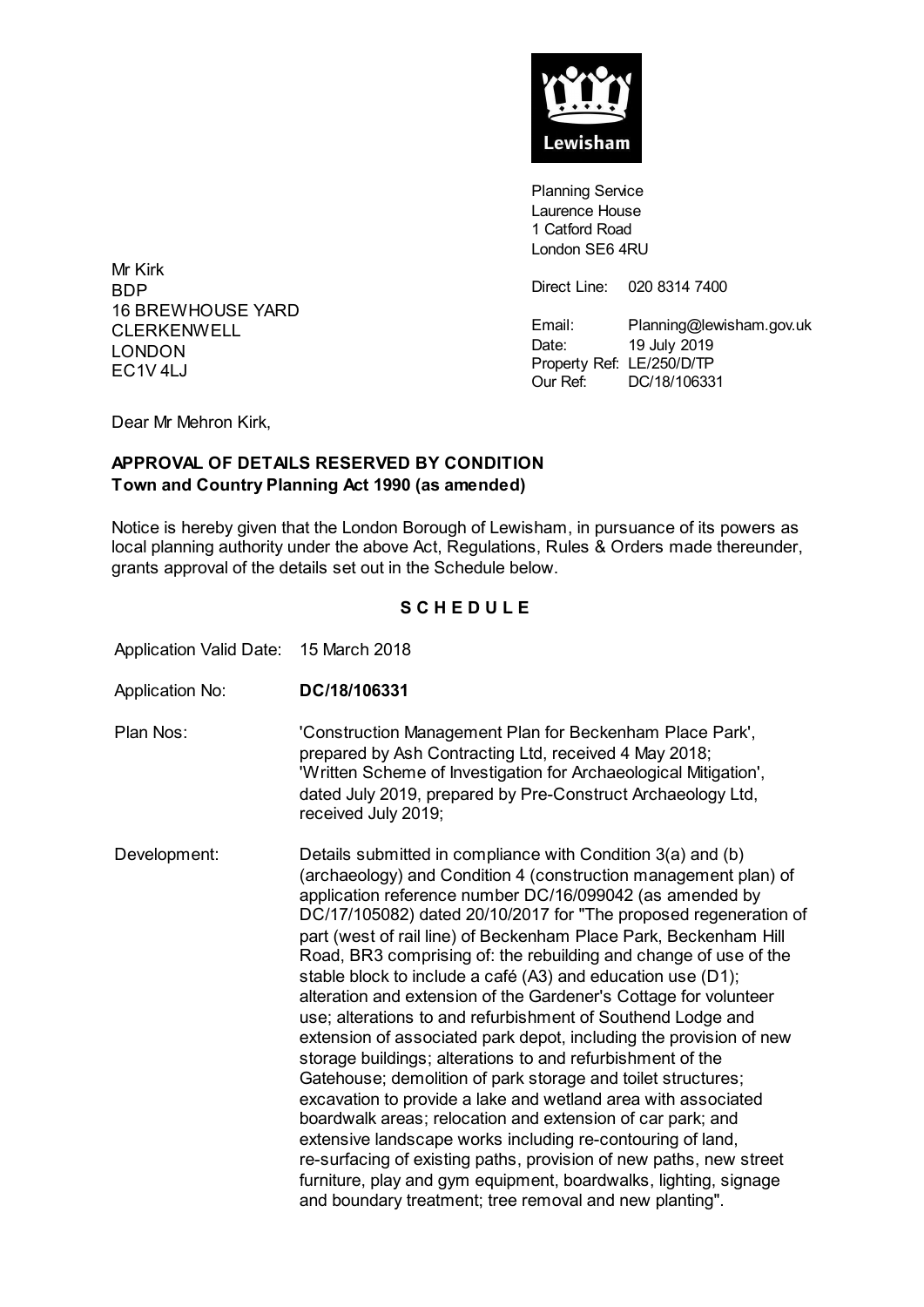Lewisham

Planning Service
Laurence House
1 Catford Road
London SE6 4RU

Direct Line: 020 8314 7400

Email: Planning@lewisham.gov.uk
Date: 19 July 2019
Property Ref: LE/250/D/TP
Our Ref: DC/18/106331

Mr Kirk
BDP
16 BREWHOUSE YARD
CLERKENWELL
LONDON
EC1V 4LJ

Dear Mr Mehron Kirk,

**APPROVAL OF DETAILS RESERVED BY CONDITION**
**Town and Country Planning Act 1990 (as amended)**

Notice is hereby given that the London Borough of Lewisham, in pursuance of its powers as local planning authority under the above Act, Regulations, Rules & Orders made thereunder, grants approval of the details set out in the Schedule below.

## S C H E D U L E

Application Valid Date: 15 March 2018

Application No: **DC/18/106331**

Plan Nos: 'Construction Management Plan for Beckenham Place Park', prepared by Ash Contracting Ltd, received 4 May 2018; 'Written Scheme of Investigation for Archaeological Mitigation', dated July 2019, prepared by Pre-Construct Archaeology Ltd, received July 2019;

Development: Details submitted in compliance with Condition 3(a) and (b) (archaeology) and Condition 4 (construction management plan) of application reference number DC/16/099042 (as amended by DC/17/105082) dated 20/10/2017 for "The proposed regeneration of part (west of rail line) of Beckenham Place Park, Beckenham Hill Road, BR3 comprising of: the rebuilding and change of use of the stable block to include a café (A3) and education use (D1); alteration and extension of the Gardener's Cottage for volunteer use; alterations to and refurbishment of Southend Lodge and extension of associated park depot, including the provision of new storage buildings; alterations to and refurbishment of the Gatehouse; demolition of park storage and toilet structures; excavation to provide a lake and wetland area with associated boardwalk areas; relocation and extension of car park; and extensive landscape works including re-contouring of land, re-surfacing of existing paths, provision of new paths, new street furniture, play and gym equipment, boardwalks, lighting, signage and boundary treatment; tree removal and new planting".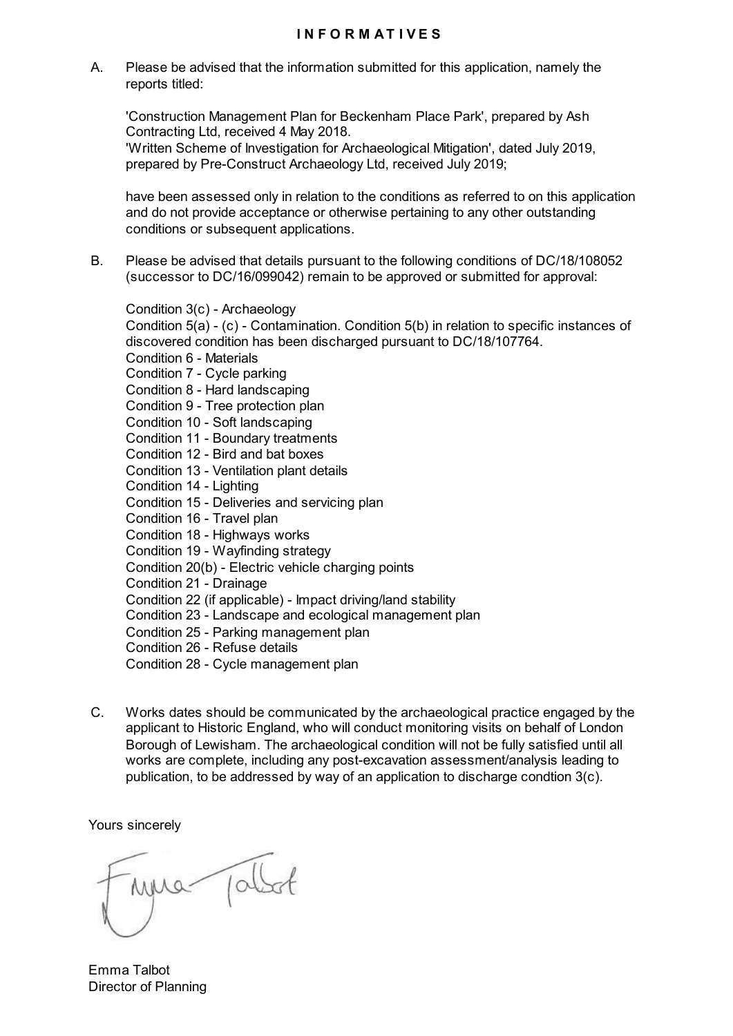## INFORMATIVES

A. Please be advised that the information submitted for this application, namely the reports titled:

'Construction Management Plan for Beckenham Place Park', prepared by Ash Contracting Ltd, received 4 May 2018.
'Written Scheme of Investigation for Archaeological Mitigation', dated July 2019, prepared by Pre-Construct Archaeology Ltd, received July 2019;

have been assessed only in relation to the conditions as referred to on this application and do not provide acceptance or otherwise pertaining to any other outstanding conditions or subsequent applications.

B. Please be advised that details pursuant to the following conditions of DC/18/108052 (successor to DC/16/099042) remain to be approved or submitted for approval:

Condition 3(c) - Archaeology
Condition 5(a) - (c) - Contamination. Condition 5(b) in relation to specific instances of discovered condition has been discharged pursuant to DC/18/107764.
Condition 6 - Materials
Condition 7 - Cycle parking
Condition 8 - Hard landscaping
Condition 9 - Tree protection plan
Condition 10 - Soft landscaping
Condition 11 - Boundary treatments
Condition 12 - Bird and bat boxes
Condition 13 - Ventilation plant details
Condition 14 - Lighting
Condition 15 - Deliveries and servicing plan
Condition 16 - Travel plan
Condition 18 - Highways works
Condition 19 - Wayfinding strategy
Condition 20(b) - Electric vehicle charging points
Condition 21 - Drainage
Condition 22 (if applicable) - Impact driving/land stability
Condition 23 - Landscape and ecological management plan
Condition 25 - Parking management plan
Condition 26 - Refuse details
Condition 28 - Cycle management plan

C. Works dates should be communicated by the archaeological practice engaged by the applicant to Historic England, who will conduct monitoring visits on behalf of London Borough of Lewisham. The archaeological condition will not be fully satisfied until all works are complete, including any post-excavation assessment/analysis leading to publication, to be addressed by way of an application to discharge condtion 3(c).

Yours sincerely

Emma Talbot
Director of Planning